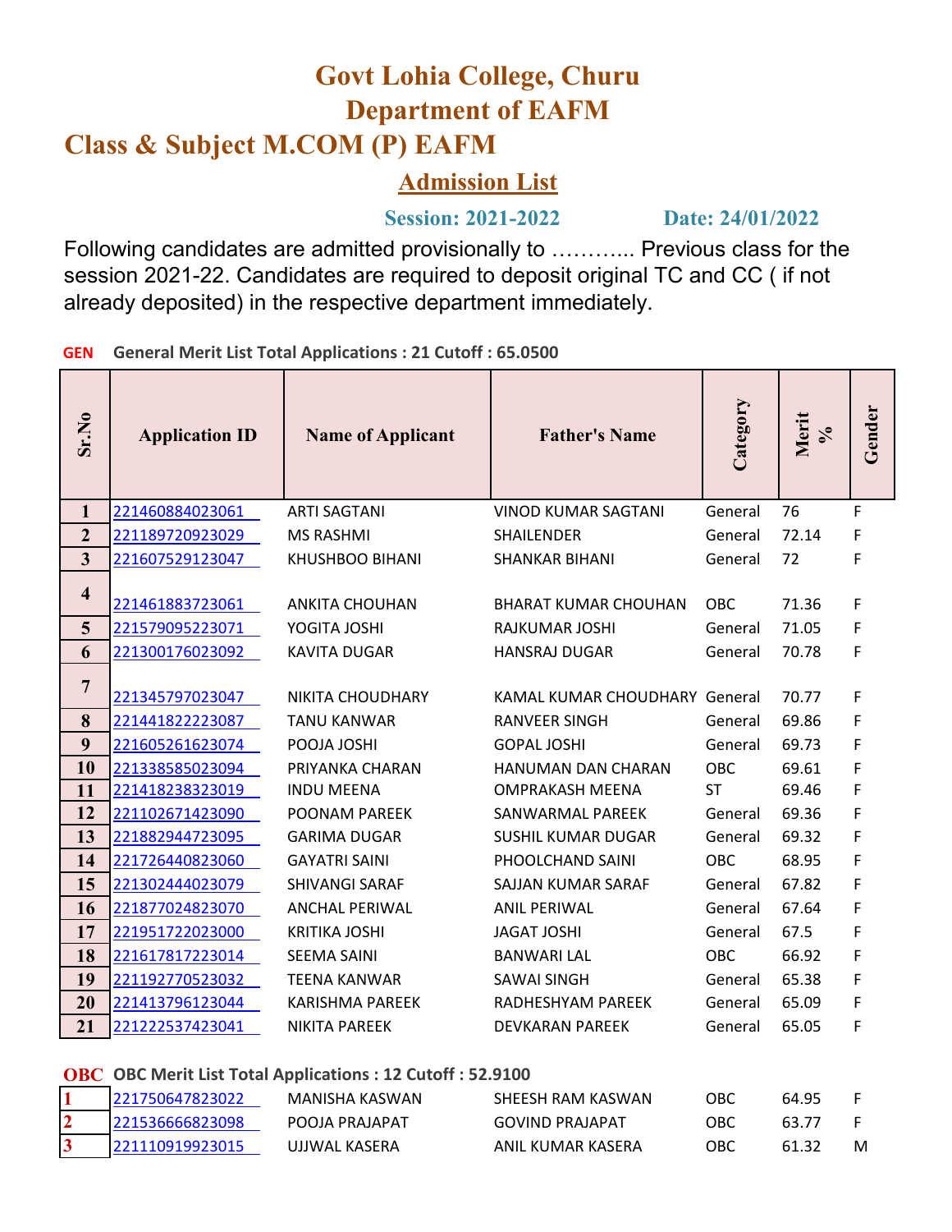# Govt Lohia College, Churu

# Department of EAFM

## Class & Subject M.COM (P) EAFM

### Admission List

**Session: 2021-2022** **Date: 24/01/2022**

Following candidates are admitted provisionally to ……….. Previous class for the session 2021-22. Candidates are required to deposit original TC and CC ( if not already deposited) in the respective department immediately.

**GEN** **General Merit List Total Applications : 21 Cutoff : 65.0500**

| Sr.No | Application ID | Name of Applicant | Father's Name | Category | Merit % | Gender |
|---|---|---|---|---|---|---|
| 1 | 221460884023061 | ARTI SAGTANI | VINOD KUMAR SAGTANI | General | 76 | F |
| 2 | 221189720923029 | MS RASHMI | SHAILENDER | General | 72.14 | F |
| 3 | 221607529123047 | KHUSHBOO BIHANI | SHANKAR BIHANI | General | 72 | F |
| 4 | 221461883723061 | ANKITA CHOUHAN | BHARAT KUMAR CHOUHAN | OBC | 71.36 | F |
| 5 | 221579095223071 | YOGITA JOSHI | RAJKUMAR JOSHI | General | 71.05 | F |
| 6 | 221300176023092 | KAVITA DUGAR | HANSRAJ DUGAR | General | 70.78 | F |
| 7 | 221345797023047 | NIKITA CHOUDHARY | KAMAL KUMAR CHOUDHARY | General | 70.77 | F |
| 8 | 221441822223087 | TANU KANWAR | RANVEER SINGH | General | 69.86 | F |
| 9 | 221605261623074 | POOJA JOSHI | GOPAL JOSHI | General | 69.73 | F |
| 10 | 221338585023094 | PRIYANKA CHARAN | HANUMAN DAN CHARAN | OBC | 69.61 | F |
| 11 | 221418238323019 | INDU MEENA | OMPRAKASH MEENA | ST | 69.46 | F |
| 12 | 221102671423090 | POONAM PAREEK | SANWARMAL PAREEK | General | 69.36 | F |
| 13 | 221882944723095 | GARIMA DUGAR | SUSHIL KUMAR DUGAR | General | 69.32 | F |
| 14 | 221726440823060 | GAYATRI SAINI | PHOOLCHAND SAINI | OBC | 68.95 | F |
| 15 | 221302444023079 | SHIVANGI SARAF | SAJJAN KUMAR SARAF | General | 67.82 | F |
| 16 | 221877024823070 | ANCHAL PERIWAL | ANIL PERIWAL | General | 67.64 | F |
| 17 | 221951722023000 | KRITIKA JOSHI | JAGAT JOSHI | General | 67.5 | F |
| 18 | 221617817223014 | SEEMA SAINI | BANWARI LAL | OBC | 66.92 | F |
| 19 | 221192770523032 | TEENA KANWAR | SAWAI SINGH | General | 65.38 | F |
| 20 | 221413796123044 | KARISHMA PAREEK | RADHESHYAM PAREEK | General | 65.09 | F |
| 21 | 221222537423041 | NIKITA PAREEK | DEVKARAN PAREEK | General | 65.05 | F |

**OBC** **OBC Merit List Total Applications : 12 Cutoff : 52.9100**

| Sr.No | Application ID | Name of Applicant | Father's Name | Category | Merit % | Gender |
|---|---|---|---|---|---|---|
| 1 | 221750647823022 | MANISHA KASWAN | SHEESH RAM KASWAN | OBC | 64.95 | F |
| 2 | 221536666823098 | POOJA PRAJAPAT | GOVIND PRAJAPAT | OBC | 63.77 | F |
| 3 | 221110919923015 | UJJWAL KASERA | ANIL KUMAR KASERA | OBC | 61.32 | M |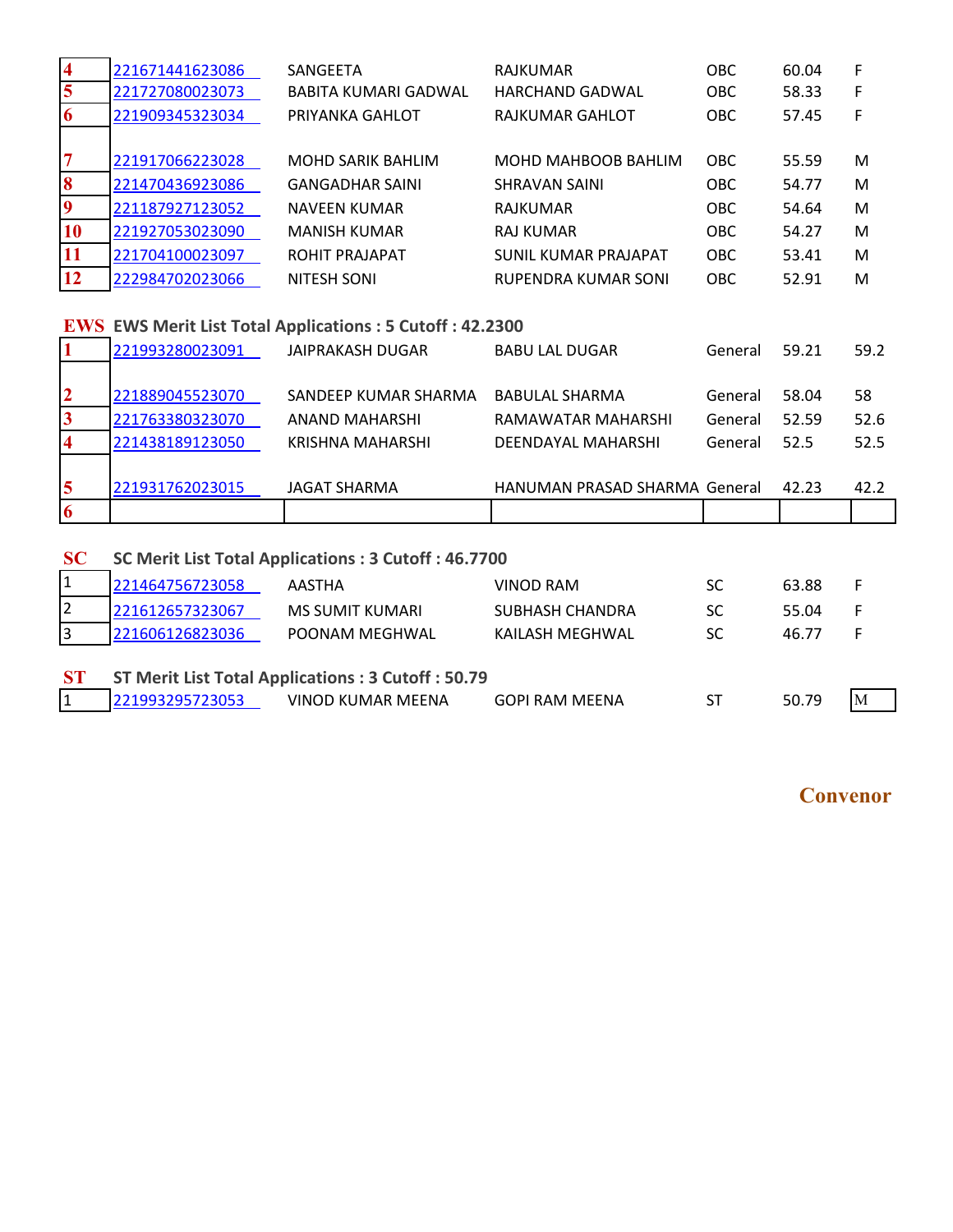| | | | | | | |
|---|---|---|---|---|---|---|
| 4 | 221671441623086 | SANGEETA | RAJKUMAR | OBC | 60.04 | F |
| 5 | 221727080023073 | BABITA KUMARI GADWAL | HARCHAND GADWAL | OBC | 58.33 | F |
| 6 | 221909345323034 | PRIYANKA GAHLOT | RAJKUMAR GAHLOT | OBC | 57.45 | F |
| 7 | 221917066223028 | MOHD SARIK BAHLIM | MOHD MAHBOOB BAHLIM | OBC | 55.59 | M |
| 8 | 221470436923086 | GANGADHAR SAINI | SHRAVAN SAINI | OBC | 54.77 | M |
| 9 | 221187927123052 | NAVEEN KUMAR | RAJKUMAR | OBC | 54.64 | M |
| 10 | 221927053023090 | MANISH KUMAR | RAJ KUMAR | OBC | 54.27 | M |
| 11 | 221704100023097 | ROHIT PRAJAPAT | SUNIL KUMAR PRAJAPAT | OBC | 53.41 | M |
| 12 | 222984702023066 | NITESH SONI | RUPENDRA KUMAR SONI | OBC | 52.91 | M |

**EWS** EWS Merit List Total Applications : 5 Cutoff : 42.2300

| | | | | | | |
|---|---|---|---|---|---|---|
| 1 | 221993280023091 | JAIPRAKASH DUGAR | BABU LAL DUGAR | General | 59.21 | 59.2 |
| 2 | 221889045523070 | SANDEEP KUMAR SHARMA | BABULAL SHARMA | General | 58.04 | 58 |
| 3 | 221763380323070 | ANAND MAHARSHI | RAMAWATAR MAHARSHI | General | 52.59 | 52.6 |
| 4 | 221438189123050 | KRISHNA MAHARSHI | DEENDAYAL MAHARSHI | General | 52.5 | 52.5 |
| 5 | 221931762023015 | JAGAT SHARMA | HANUMAN PRASAD SHARMA | General | 42.23 | 42.2 |
| 6 | | | | | | |

**SC** SC Merit List Total Applications : 3 Cutoff : 46.7700

| | | | | | | |
|---|---|---|---|---|---|---|
| 1 | 221464756723058 | AASTHA | VINOD RAM | SC | 63.88 | F |
| 2 | 221612657323067 | MS SUMIT KUMARI | SUBHASH CHANDRA | SC | 55.04 | F |
| 3 | 221606126823036 | POONAM MEGHWAL | KAILASH MEGHWAL | SC | 46.77 | F |

**ST** ST Merit List Total Applications : 3 Cutoff : 50.79

| | | | | | | |
|---|---|---|---|---|---|---|
| 1 | 221993295723053 | VINOD KUMAR MEENA | GOPI RAM MEENA | ST | 50.79 | M |

**Convenor**